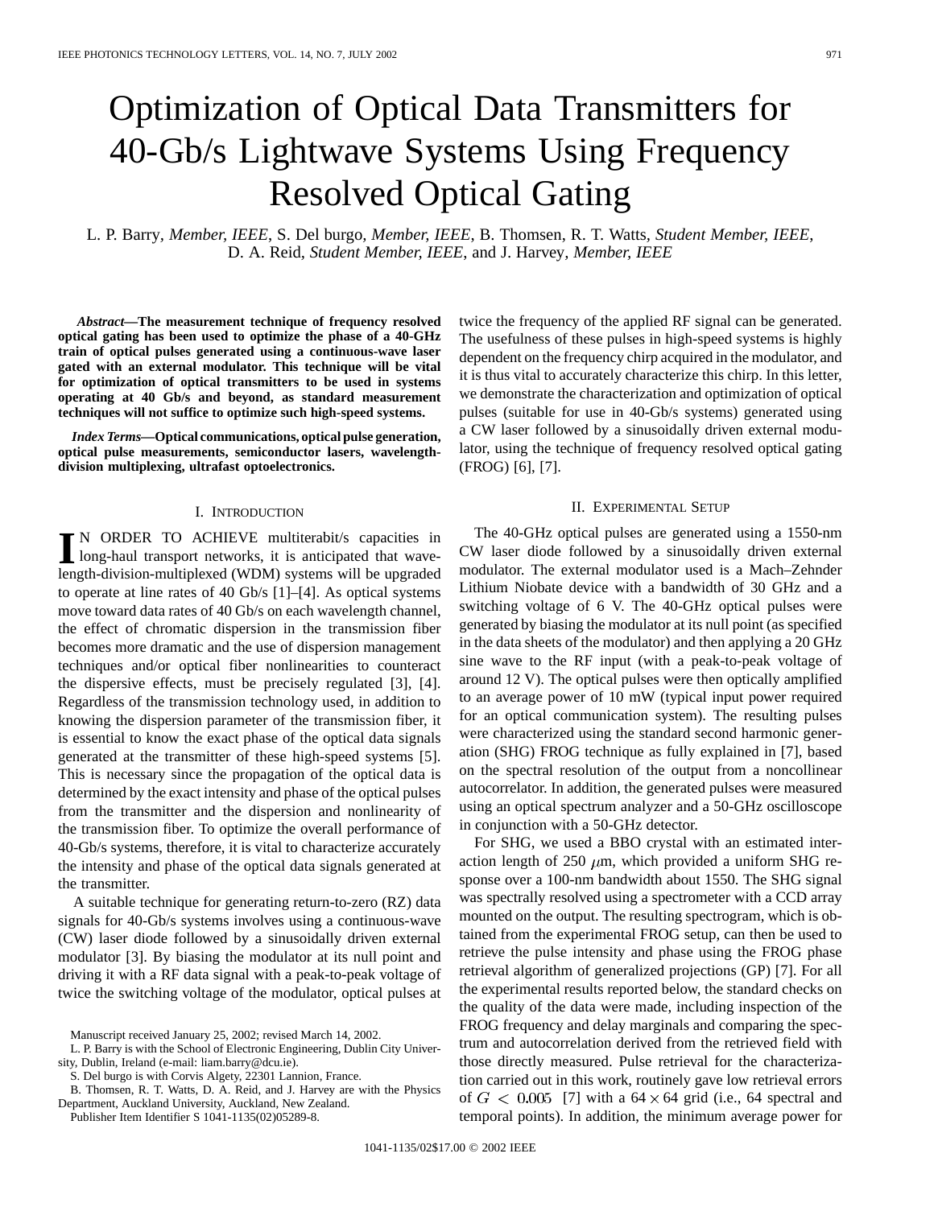# Optimization of Optical Data Transmitters for 40-Gb/s Lightwave Systems Using Frequency Resolved Optical Gating

L. P. Barry, *Member, IEEE*, S. Del burgo, *Member, IEEE*, B. Thomsen, R. T. Watts, *Student Member, IEEE*, D. A. Reid, *Student Member, IEEE*, and J. Harvey, *Member, IEEE*

***Abstract*—The measurement technique of frequency resolved optical gating has been used to optimize the phase of a 40-GHz train of optical pulses generated using a continuous-wave laser gated with an external modulator. This technique will be vital for optimization of optical transmitters to be used in systems operating at 40 Gb/s and beyond, as standard measurement techniques will not suffice to optimize such high-speed systems.**

***Index Terms*—Optical communications, optical pulse generation, optical pulse measurements, semiconductor lasers, wavelength-division multiplexing, ultrafast optoelectronics.**

## I. Introduction

In order to achieve multiterabit/s capacities in long-haul transport networks, it is anticipated that wavelength-division-multiplexed (WDM) systems will be upgraded to operate at line rates of 40 Gb/s [1]–[4]. As optical systems move toward data rates of 40 Gb/s on each wavelength channel, the effect of chromatic dispersion in the transmission fiber becomes more dramatic and the use of dispersion management techniques and/or optical fiber nonlinearities to counteract the dispersive effects, must be precisely regulated [3], [4]. Regardless of the transmission technology used, in addition to knowing the dispersion parameter of the transmission fiber, it is essential to know the exact phase of the optical data signals generated at the transmitter of these high-speed systems [5]. This is necessary since the propagation of the optical data is determined by the exact intensity and phase of the optical pulses from the transmitter and the dispersion and nonlinearity of the transmission fiber. To optimize the overall performance of 40-Gb/s systems, therefore, it is vital to characterize accurately the intensity and phase of the optical data signals generated at the transmitter.

A suitable technique for generating return-to-zero (RZ) data signals for 40-Gb/s systems involves using a continuous-wave (CW) laser diode followed by a sinusoidally driven external modulator [3]. By biasing the modulator at its null point and driving it with a RF data signal with a peak-to-peak voltage of twice the switching voltage of the modulator, optical pulses at twice the frequency of the applied RF signal can be generated. The usefulness of these pulses in high-speed systems is highly dependent on the frequency chirp acquired in the modulator, and it is thus vital to accurately characterize this chirp. In this letter, we demonstrate the characterization and optimization of optical pulses (suitable for use in 40-Gb/s systems) generated using a CW laser followed by a sinusoidally driven external modulator, using the technique of frequency resolved optical gating (FROG) [6], [7].

## II. Experimental Setup

The 40-GHz optical pulses are generated using a 1550-nm CW laser diode followed by a sinusoidally driven external modulator. The external modulator used is a Mach–Zehnder Lithium Niobate device with a bandwidth of 30 GHz and a switching voltage of 6 V. The 40-GHz optical pulses were generated by biasing the modulator at its null point (as specified in the data sheets of the modulator) and then applying a 20 GHz sine wave to the RF input (with a peak-to-peak voltage of around 12 V). The optical pulses were then optically amplified to an average power of 10 mW (typical input power required for an optical communication system). The resulting pulses were characterized using the standard second harmonic generation (SHG) FROG technique as fully explained in [7], based on the spectral resolution of the output from a noncollinear autocorrelator. In addition, the generated pulses were measured using an optical spectrum analyzer and a 50-GHz oscilloscope in conjunction with a 50-GHz detector.

For SHG, we used a BBO crystal with an estimated interaction length of 250 $\mu$m, which provided a uniform SHG response over a 100-nm bandwidth about 1550. The SHG signal was spectrally resolved using a spectrometer with a CCD array mounted on the output. The resulting spectrogram, which is obtained from the experimental FROG setup, can then be used to retrieve the pulse intensity and phase using the FROG phase retrieval algorithm of generalized projections (GP) [7]. For all the experimental results reported below, the standard checks on the quality of the data were made, including inspection of the FROG frequency and delay marginals and comparing the spectrum and autocorrelation derived from the retrieved field with those directly measured. Pulse retrieval for the characterization carried out in this work, routinely gave low retrieval errors of $G < 0.005$ [7] with a $64 \times 64$ grid (i.e., 64 spectral and temporal points). In addition, the minimum average power for

Manuscript received January 25, 2002; revised March 14, 2002.

L. P. Barry is with the School of Electronic Engineering, Dublin City University, Dublin, Ireland (e-mail: liam.barry@dcu.ie).

S. Del burgo is with Corvis Algety, 22301 Lannion, France.

B. Thomsen, R. T. Watts, D. A. Reid, and J. Harvey are with the Physics Department, Auckland University, Auckland, New Zealand.

Publisher Item Identifier S 1041-1135(02)05289-8.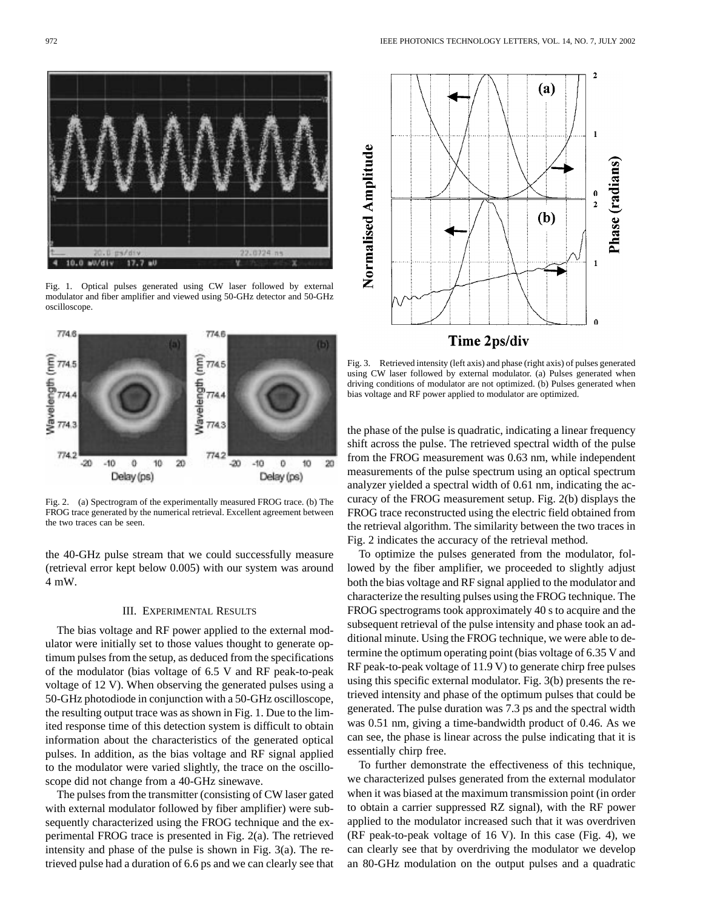Fig. 1. Optical pulses generated using CW laser followed by external modulator and fiber amplifier and viewed using 50-GHz detector and 50-GHz oscilloscope.

Fig. 2. (a) Spectrogram of the experimentally measured FROG trace. (b) The FROG trace generated by the numerical retrieval. Excellent agreement between the two traces can be seen.

the 40-GHz pulse stream that we could successfully measure (retrieval error kept below 0.005) with our system was around 4 mW.

## III. Experimental Results

The bias voltage and RF power applied to the external modulator were initially set to those values thought to generate optimum pulses from the setup, as deduced from the specifications of the modulator (bias voltage of 6.5 V and RF peak-to-peak voltage of 12 V). When observing the generated pulses using a 50-GHz photodiode in conjunction with a 50-GHz oscilloscope, the resulting output trace was as shown in Fig. 1. Due to the limited response time of this detection system is difficult to obtain information about the characteristics of the generated optical pulses. In addition, as the bias voltage and RF signal applied to the modulator were varied slightly, the trace on the oscilloscope did not change from a 40-GHz sinewave.

The pulses from the transmitter (consisting of CW laser gated with external modulator followed by fiber amplifier) were subsequently characterized using the FROG technique and the experimental FROG trace is presented in Fig. 2(a). The retrieved intensity and phase of the pulse is shown in Fig. 3(a). The retrieved pulse had a duration of 6.6 ps and we can clearly see that the phase of the pulse is quadratic, indicating a linear frequency shift across the pulse. The retrieved spectral width of the pulse from the FROG measurement was 0.63 nm, while independent measurements of the pulse spectrum using an optical spectrum analyzer yielded a spectral width of 0.61 nm, indicating the accuracy of the FROG measurement setup. Fig. 2(b) displays the FROG trace reconstructed using the electric field obtained from the retrieval algorithm. The similarity between the two traces in Fig. 2 indicates the accuracy of the retrieval method.

Fig. 3. Retrieved intensity (left axis) and phase (right axis) of pulses generated using CW laser followed by external modulator. (a) Pulses generated when driving conditions of modulator are not optimized. (b) Pulses generated when bias voltage and RF power applied to modulator are optimized.

To optimize the pulses generated from the modulator, followed by the fiber amplifier, we proceeded to slightly adjust both the bias voltage and RF signal applied to the modulator and characterize the resulting pulses using the FROG technique. The FROG spectrograms took approximately 40 s to acquire and the subsequent retrieval of the pulse intensity and phase took an additional minute. Using the FROG technique, we were able to determine the optimum operating point (bias voltage of 6.35 V and RF peak-to-peak voltage of 11.9 V) to generate chirp free pulses using this specific external modulator. Fig. 3(b) presents the retrieved intensity and phase of the optimum pulses that could be generated. The pulse duration was 7.3 ps and the spectral width was 0.51 nm, giving a time-bandwidth product of 0.46. As we can see, the phase is linear across the pulse indicating that it is essentially chirp free.

To further demonstrate the effectiveness of this technique, we characterized pulses generated from the external modulator when it was biased at the maximum transmission point (in order to obtain a carrier suppressed RZ signal), with the RF power applied to the modulator increased such that it was overdriven (RF peak-to-peak voltage of 16 V). In this case (Fig. 4), we can clearly see that by overdriving the modulator we develop an 80-GHz modulation on the output pulses and a quadratic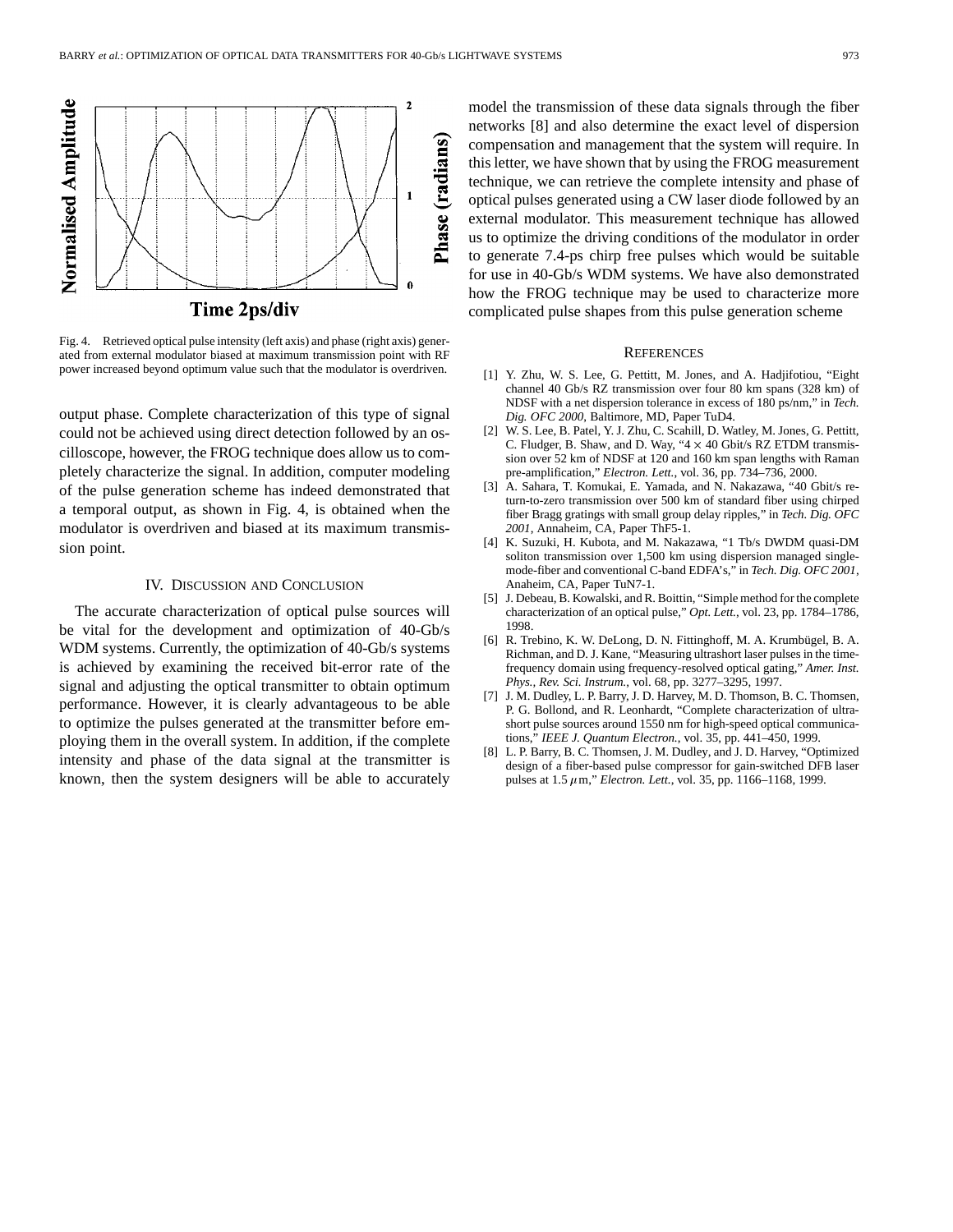Normalised Amplitude

Phase (radians)

2

1

0

Time 2ps/div

Fig. 4. Retrieved optical pulse intensity (left axis) and phase (right axis) generated from external modulator biased at maximum transmission point with RF power increased beyond optimum value such that the modulator is overdriven.

output phase. Complete characterization of this type of signal could not be achieved using direct detection followed by an oscilloscope, however, the FROG technique does allow us to completely characterize the signal. In addition, computer modeling of the pulse generation scheme has indeed demonstrated that a temporal output, as shown in Fig. 4, is obtained when the modulator is overdriven and biased at its maximum transmission point.

## IV. Discussion and Conclusion

The accurate characterization of optical pulse sources will be vital for the development and optimization of 40-Gb/s WDM systems. Currently, the optimization of 40-Gb/s systems is achieved by examining the received bit-error rate of the signal and adjusting the optical transmitter to obtain optimum performance. However, it is clearly advantageous to be able to optimize the pulses generated at the transmitter before employing them in the overall system. In addition, if the complete intensity and phase of the data signal at the transmitter is known, then the system designers will be able to accurately model the transmission of these data signals through the fiber networks [8] and also determine the exact level of dispersion compensation and management that the system will require. In this letter, we have shown that by using the FROG measurement technique, we can retrieve the complete intensity and phase of optical pulses generated using a CW laser diode followed by an external modulator. This measurement technique has allowed us to optimize the driving conditions of the modulator in order to generate 7.4-ps chirp free pulses which would be suitable for use in 40-Gb/s WDM systems. We have also demonstrated how the FROG technique may be used to characterize more complicated pulse shapes from this pulse generation scheme

## References

[1] Y. Zhu, W. S. Lee, G. Pettitt, M. Jones, and A. Hadjifotiou, "Eight channel 40 Gb/s RZ transmission over four 80 km spans (328 km) of NDSF with a net dispersion tolerance in excess of 180 ps/nm," in *Tech. Dig. OFC 2000*, Baltimore, MD, Paper TuD4.

[2] W. S. Lee, B. Patel, Y. J. Zhu, C. Scahill, D. Watley, M. Jones, G. Pettitt, C. Fludger, B. Shaw, and D. Way, "$4 \times 40$ Gbit/s RZ ETDM transmission over 52 km of NDSF at 120 and 160 km span lengths with Raman pre-amplification," *Electron. Lett.*, vol. 36, pp. 734–736, 2000.

[3] A. Sahara, T. Komukai, E. Yamada, and N. Nakazawa, "40 Gbit/s return-to-zero transmission over 500 km of standard fiber using chirped fiber Bragg gratings with small group delay ripples," in *Tech. Dig. OFC 2001*, Annaheim, CA, Paper ThF5-1.

[4] K. Suzuki, H. Kubota, and M. Nakazawa, "1 Tb/s DWDM quasi-DM soliton transmission over 1,500 km using dispersion managed single-mode-fiber and conventional C-band EDFA's," in *Tech. Dig. OFC 2001*, Anaheim, CA, Paper TuN7-1.

[5] J. Debeau, B. Kowalski, and R. Boittin, "Simple method for the complete characterization of an optical pulse," *Opt. Lett.*, vol. 23, pp. 1784–1786, 1998.

[6] R. Trebino, K. W. DeLong, D. N. Fittinghoff, M. A. Krumbügel, B. A. Richman, and D. J. Kane, "Measuring ultrashort laser pulses in the time-frequency domain using frequency-resolved optical gating," *Amer. Inst. Phys., Rev. Sci. Instrum.*, vol. 68, pp. 3277–3295, 1997.

[7] J. M. Dudley, L. P. Barry, J. D. Harvey, M. D. Thomson, B. C. Thomsen, P. G. Bollond, and R. Leonhardt, "Complete characterization of ultrashort pulse sources around 1550 nm for high-speed optical communications," *IEEE J. Quantum Electron.*, vol. 35, pp. 441–450, 1999.

[8] L. P. Barry, B. C. Thomsen, J. M. Dudley, and J. D. Harvey, "Optimized design of a fiber-based pulse compressor for gain-switched DFB laser pulses at 1.5 $\mu$m," *Electron. Lett.*, vol. 35, pp. 1166–1168, 1999.